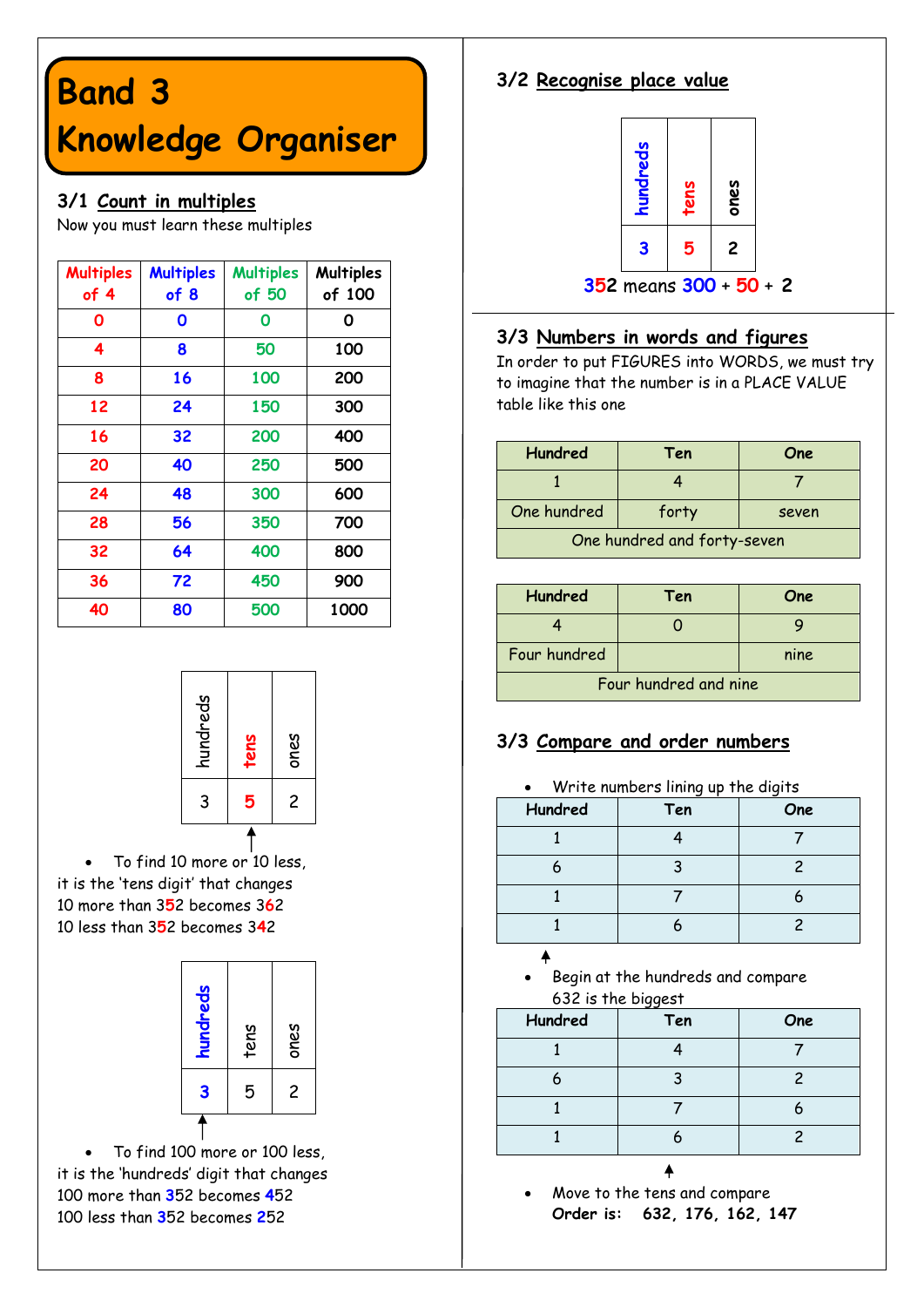# Band 3 Knowledge Organiser

## 3/1 Count in multiples

Now you must learn these multiples

| Multiples of 4 | Multiples of 8 | Multiples of 50 | Multiples of 100 |
|---|---|---|---|
| 0 | 0 | 0 | 0 |
| 4 | 8 | 50 | 100 |
| 8 | 16 | 100 | 200 |
| 12 | 24 | 150 | 300 |
| 16 | 32 | 200 | 400 |
| 20 | 40 | 250 | 500 |
| 24 | 48 | 300 | 600 |
| 28 | 56 | 350 | 700 |
| 32 | 64 | 400 | 800 |
| 36 | 72 | 450 | 900 |
| 40 | 80 | 500 | 1000 |

| hundreds | tens | ones |
|---|---|---|
| 3 | 5 | 2 |

- To find 10 more or 10 less, it is the 'tens digit' that changes
  10 more than 352 becomes 362
  10 less than 352 becomes 342

| hundreds | tens | ones |
|---|---|---|
| 3 | 5 | 2 |

- To find 100 more or 100 less, it is the 'hundreds' digit that changes
  100 more than 352 becomes 452
  100 less than 352 becomes 252

## 3/2 Recognise place value

| hundreds | tens | ones |
|---|---|---|
| 3 | 5 | 2 |

352 means 300 + 50 + 2

## 3/3 Numbers in words and figures

In order to put FIGURES into WORDS, we must try to imagine that the number is in a PLACE VALUE table like this one

| Hundred | Ten | One |
|---|---|---|
| 1 | 4 | 7 |
| One hundred | forty | seven |
| One hundred and forty-seven | | |

| Hundred | Ten | One |
|---|---|---|
| 4 | 0 | 9 |
| Four hundred | | nine |
| Four hundred and nine | | |

## 3/3 Compare and order numbers

- Write numbers lining up the digits

| Hundred | Ten | One |
|---|---|---|
| 1 | 4 | 7 |
| 6 | 3 | 2 |
| 1 | 7 | 6 |
| 1 | 6 | 2 |

- Begin at the hundreds and compare
  632 is the biggest

| Hundred | Ten | One |
|---|---|---|
| 1 | 4 | 7 |
| 6 | 3 | 2 |
| 1 | 7 | 6 |
| 1 | 6 | 2 |

- Move to the tens and compare
  **Order is: 632, 176, 162, 147**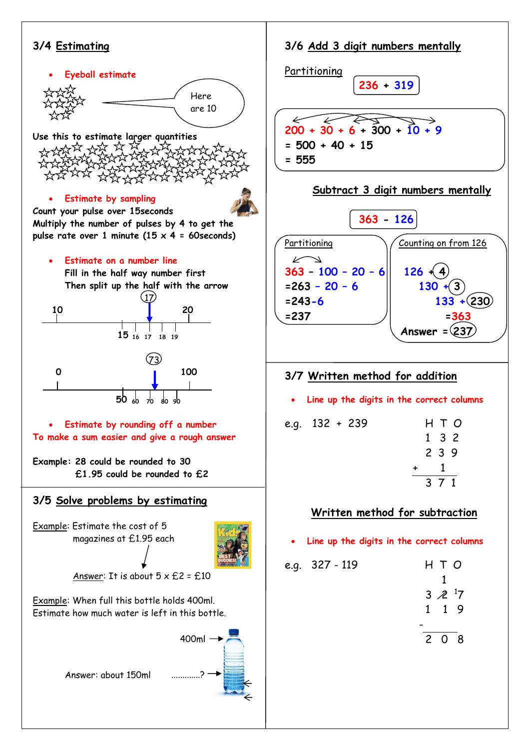## 3/4 Estimating

- Eyeball estimate

Here are 10

Use this to estimate larger quantities

- Estimate by sampling

Count your pulse over 15seconds
Multiply the number of pulses by 4 to get the pulse rate over 1 minute (15 x 4 = 60seconds)

- Estimate on a number line

Fill in the half way number first
Then split up the half with the arrow

17

10 20

15 16 17 18 19

73

0 100

50 60 70 80 90

- Estimate by rounding off a number

To make a sum easier and give a rough answer

Example: 28 could be rounded to 30
£1.95 could be rounded to £2

## 3/5 Solve problems by estimating

Example: Estimate the cost of 5 magazines at £1.95 each

Answer: It is about 5 x £2 = £10

Example: When full this bottle holds 400ml.
Estimate how much water is left in this bottle.

400ml →

Answer: about 150ml ............? →

## 3/6 Add 3 digit numbers mentally

Partitioning

236 + 319

200 + 30 + 6 + 300 + 10 + 9
= 500 + 40 + 15
= 555

### Subtract 3 digit numbers mentally

363 - 126

Partitioning

363 – 100 – 20 – 6
=263 – 20 – 6
=243-6
=237

Counting on from 126

126 + 4
130 + 3
133 + 230
=363
Answer = 237

## 3/7 Written method for addition

- Line up the digits in the correct columns

e.g. 132 + 239

| H | T | O |
|---|---|---|
| 1 | 3 | 2 |
| 2 | 3 | 9 |
| + | 1 | |
| 3 | 7 | 1 |

### Written method for subtraction

- Line up the digits in the correct columns

e.g. 327 - 119

| H | T | O |
|---|---|---|
| | 1 | |
| 3 | ~~2~~ | 17 |
| 1 | 1 | 9 |
| - | | |
| 2 | 0 | 8 |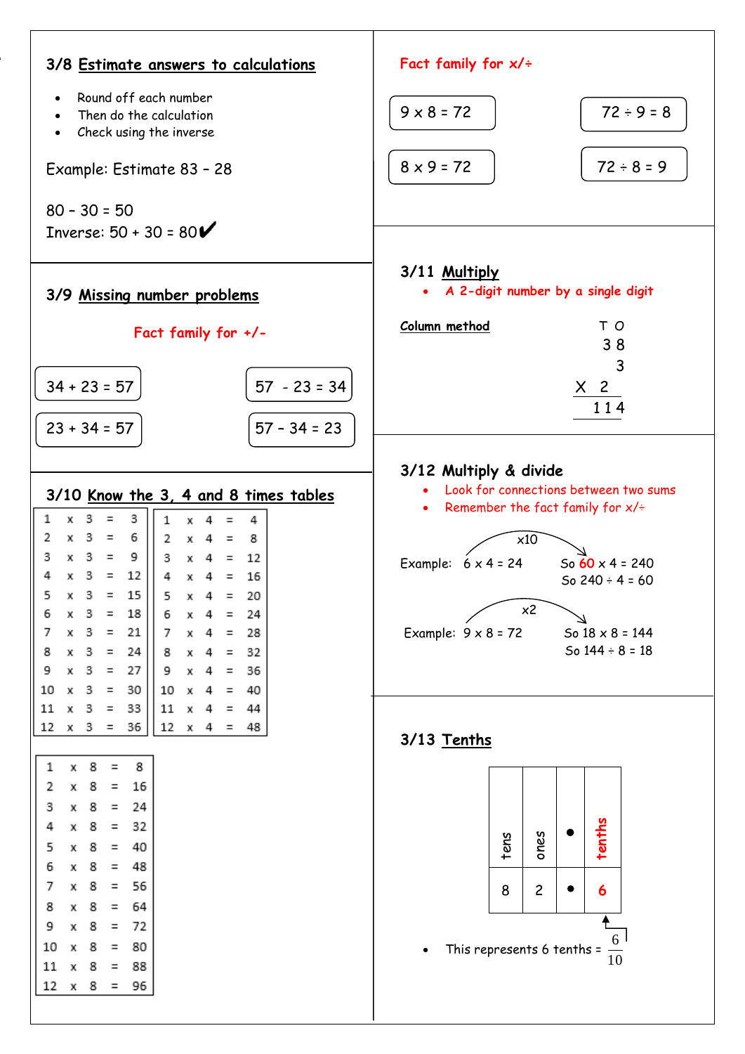## 3/8 Estimate answers to calculations

- Round off each number
- Then do the calculation
- Check using the inverse

Example: Estimate 83 – 28

80 – 30 = 50
Inverse: 50 + 30 = 80✔

## 3/9 Missing number problems

**Fact family for +/-**

34 + 23 = 57

57 - 23 = 34

23 + 34 = 57

57 – 34 = 23

## 3/10 Know the 3, 4 and 8 times tables

| | | | | |
|---|---|---|---|---|
| 1 | x | 3 | = | 3 |
| 2 | x | 3 | = | 6 |
| 3 | x | 3 | = | 9 |
| 4 | x | 3 | = | 12 |
| 5 | x | 3 | = | 15 |
| 6 | x | 3 | = | 18 |
| 7 | x | 3 | = | 21 |
| 8 | x | 3 | = | 24 |
| 9 | x | 3 | = | 27 |
| 10 | x | 3 | = | 30 |
| 11 | x | 3 | = | 33 |
| 12 | x | 3 | = | 36 |

| | | | | |
|---|---|---|---|---|
| 1 | x | 4 | = | 4 |
| 2 | x | 4 | = | 8 |
| 3 | x | 4 | = | 12 |
| 4 | x | 4 | = | 16 |
| 5 | x | 4 | = | 20 |
| 6 | x | 4 | = | 24 |
| 7 | x | 4 | = | 28 |
| 8 | x | 4 | = | 32 |
| 9 | x | 4 | = | 36 |
| 10 | x | 4 | = | 40 |
| 11 | x | 4 | = | 44 |
| 12 | x | 4 | = | 48 |

| | | | | |
|---|---|---|---|---|
| 1 | x | 8 | = | 8 |
| 2 | x | 8 | = | 16 |
| 3 | x | 8 | = | 24 |
| 4 | x | 8 | = | 32 |
| 5 | x | 8 | = | 40 |
| 6 | x | 8 | = | 48 |
| 7 | x | 8 | = | 56 |
| 8 | x | 8 | = | 64 |
| 9 | x | 8 | = | 72 |
| 10 | x | 8 | = | 80 |
| 11 | x | 8 | = | 88 |
| 12 | x | 8 | = | 96 |

**Fact family for x/÷**

9 x 8 = 72

72 ÷ 9 = 8

8 x 9 = 72

72 ÷ 8 = 9

## 3/11 Multiply

- A 2-digit number by a single digit

**Column method**

```
  T O
  3 8
    3
X   2
-----
 1 1 4
```

## 3/12 Multiply & divide

- Look for connections between two sums
- Remember the fact family for x/÷

Example: 6 x 4 = 24 —x10→ So 60 x 4 = 240
So 240 ÷ 4 = 60

Example: 9 x 8 = 72 —x2→ So 18 x 8 = 144
So 144 ÷ 8 = 18

## 3/13 Tenths

| tens | ones | ● | tenths |
|---|---|---|---|
| 8 | 2 | ● | 6 |

- This represents 6 tenths = $\frac{6}{10}$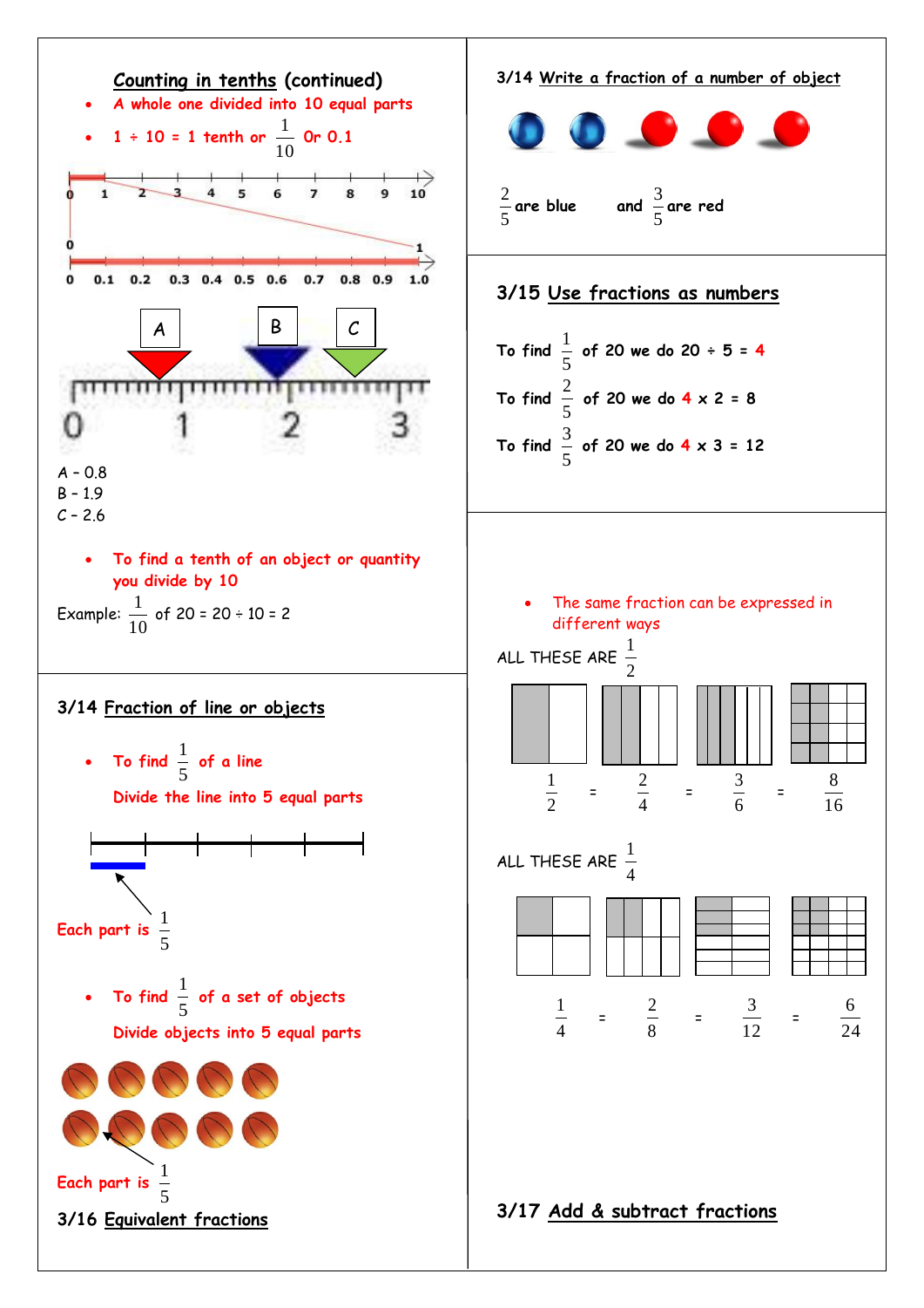## Counting in tenths (continued)

- A whole one divided into 10 equal parts
- $1 \div 10 = 1$ tenth or $\frac{1}{10}$ Or 0.1

0 1 2 3 4 5 6 7 8 9 10

0 1

0 0.1 0.2 0.3 0.4 0.5 0.6 0.7 0.8 0.9 1.0

A B C

0 1 2 3

A – 0.8
B – 1.9
C – 2.6

- To find a tenth of an object or quantity you divide by 10

Example: $\frac{1}{10}$ of 20 = 20 ÷ 10 = 2

## 3/14 Fraction of line or objects

- To find $\frac{1}{5}$ of a line

Divide the line into 5 equal parts

Each part is $\frac{1}{5}$

- To find $\frac{1}{5}$ of a set of objects

Divide objects into 5 equal parts

Each part is $\frac{1}{5}$

## 3/16 Equivalent fractions

## 3/14 Write a fraction of a number of object

$\frac{2}{5}$ are blue and $\frac{3}{5}$ are red

## 3/15 Use fractions as numbers

To find $\frac{1}{5}$ of 20 we do 20 ÷ 5 = 4

To find $\frac{2}{5}$ of 20 we do 4 x 2 = 8

To find $\frac{3}{5}$ of 20 we do 4 x 3 = 12

- The same fraction can be expressed in different ways

ALL THESE ARE $\frac{1}{2}$

$$\frac{1}{2} = \frac{2}{4} = \frac{3}{6} = \frac{8}{16}$$

ALL THESE ARE $\frac{1}{4}$

$$\frac{1}{4} = \frac{2}{8} = \frac{3}{12} = \frac{6}{24}$$

## 3/17 Add & subtract fractions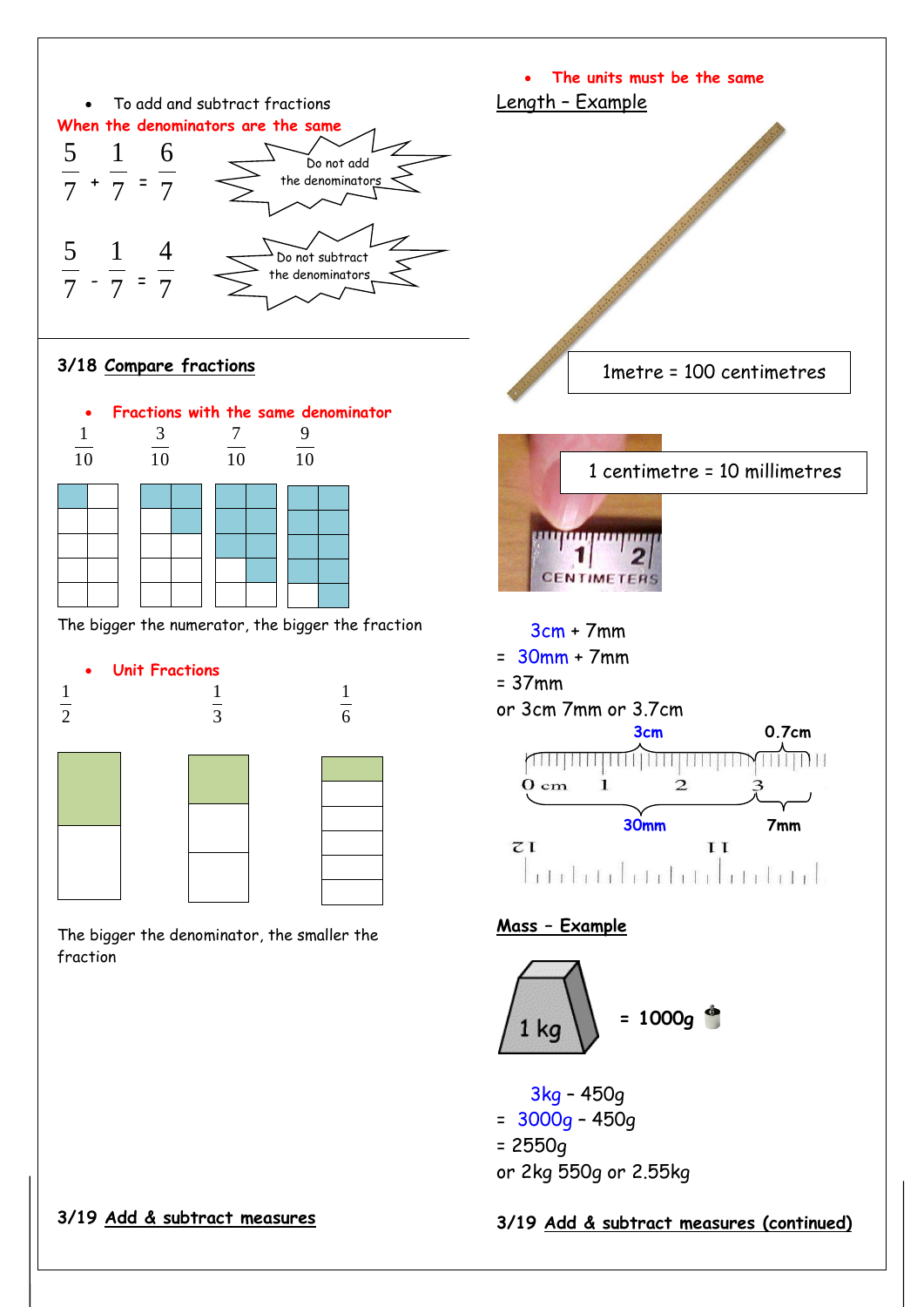- To add and subtract fractions

When the denominators are the same

$$\frac{5}{7} + \frac{1}{7} = \frac{6}{7}$$

Do not add the denominators

$$\frac{5}{7} - \frac{1}{7} = \frac{4}{7}$$

Do not subtract the denominators

## 3/18 Compare fractions

- Fractions with the same denominator

$\frac{1}{10}$ $\frac{3}{10}$ $\frac{7}{10}$ $\frac{9}{10}$

The bigger the numerator, the bigger the fraction

- Unit Fractions

$\frac{1}{2}$ $\frac{1}{3}$ $\frac{1}{6}$

The bigger the denominator, the smaller the fraction

## 3/19 Add & subtract measures

- The units must be the same

Length – Example

1metre = 100 centimetres

1 centimetre = 10 millimetres

3cm + 7mm
= 30mm + 7mm
= 37mm
or 3cm 7mm or 3.7cm

3cm 0.7cm

0 cm 1 2 3

30mm 7mm

Mass – Example

1 kg = 1000g

3kg – 450g
= 3000g – 450g
= 2550g
or 2kg 550g or 2.55kg

## 3/19 Add & subtract measures (continued)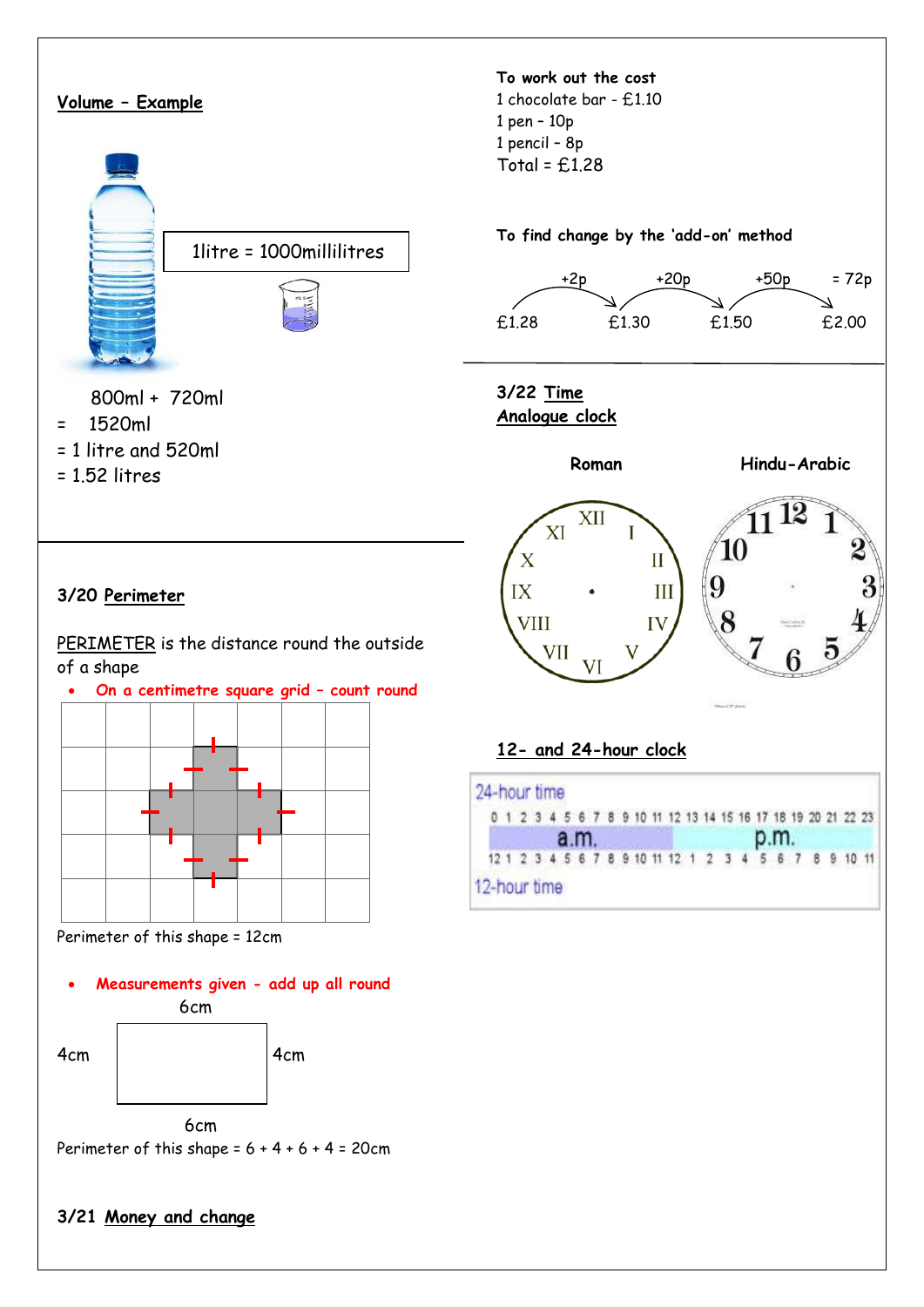## Volume – Example

1litre = 1000millilitres

800ml + 720ml
= 1520ml
= 1 litre and 520ml
= 1.52 litres

## 3/20 Perimeter

PERIMETER is the distance round the outside of a shape

- **On a centimetre square grid – count round**

Perimeter of this shape = 12cm

- **Measurements given - add up all round**

6cm

4cm 4cm

6cm

Perimeter of this shape = 6 + 4 + 6 + 4 = 20cm

## 3/21 Money and change

**To work out the cost**
1 chocolate bar - £1.10
1 pen – 10p
1 pencil – 8p
Total = £1.28

**To find change by the 'add-on' method**

+2p +20p +50p = 72p

£1.28 £1.30 £1.50 £2.00

## 3/22 Time

### Analogue clock

**Roman** **Hindu-Arabic**

XII I II III IV V VI VII VIII IX X XI

12 1 2 3 4 5 6 7 8 9 10 11

### 12- and 24-hour clock

24-hour time

0 1 2 3 4 5 6 7 8 9 10 11 12 13 14 15 16 17 18 19 20 21 22 23

a.m. p.m.

12 1 2 3 4 5 6 7 8 9 10 11 12 1 2 3 4 5 6 7 8 9 10 11

12-hour time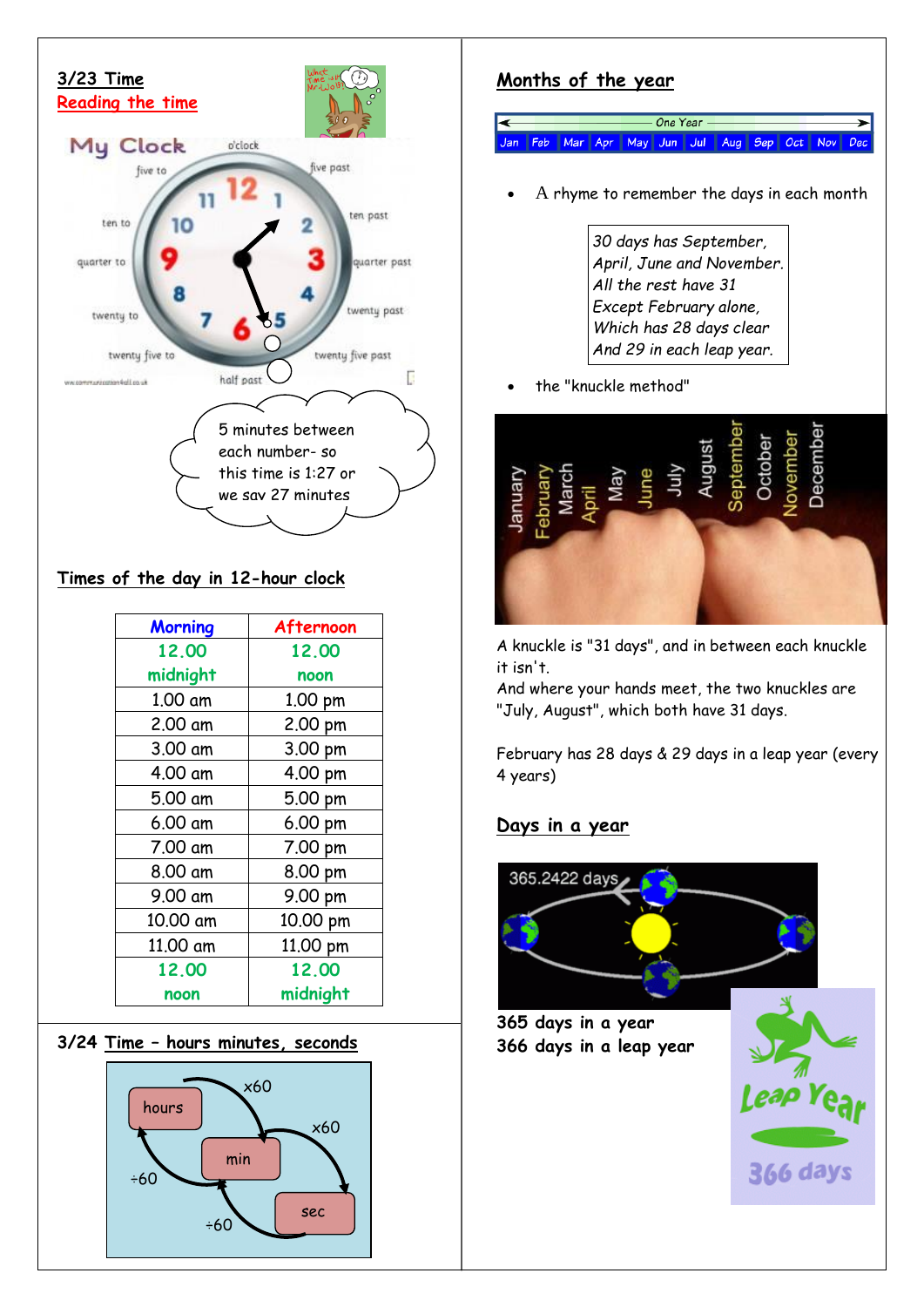## 3/23 Time

**Reading the time**

My Clock

o'clock, five past, ten past, quarter past, twenty past, twenty five past, half past, twenty five to, twenty to, quarter to, ten to, five to

5 minutes between each number- so this time is 1:27 or we say 27 minutes

### Times of the day in 12-hour clock

| Morning | Afternoon |
|---|---|
| 12.00 midnight | 12.00 noon |
| 1.00 am | 1.00 pm |
| 2.00 am | 2.00 pm |
| 3.00 am | 3.00 pm |
| 4.00 am | 4.00 pm |
| 5.00 am | 5.00 pm |
| 6.00 am | 6.00 pm |
| 7.00 am | 7.00 pm |
| 8.00 am | 8.00 pm |
| 9.00 am | 9.00 pm |
| 10.00 am | 10.00 pm |
| 11.00 am | 11.00 pm |
| 12.00 noon | 12.00 midnight |

## 3/24 Time – hours minutes, seconds

hours ×60 → min ×60 → sec

sec ÷60 → min ÷60 → hours

## Months of the year

One Year: Jan Feb Mar Apr May Jun Jul Aug Sep Oct Nov Dec

- A rhyme to remember the days in each month

  *30 days has September,*
  *April, June and November.*
  *All the rest have 31*
  *Except February alone,*
  *Which has 28 days clear*
  *And 29 in each leap year.*

- the "knuckle method"

January February March April May June July August September October November December

A knuckle is "31 days", and in between each knuckle it isn't.
And where your hands meet, the two knuckles are "July, August", which both have 31 days.

February has 28 days & 29 days in a leap year (every 4 years)

## Days in a year

365.2422 days

365 days in a year
366 days in a leap year

Leap Year 366 days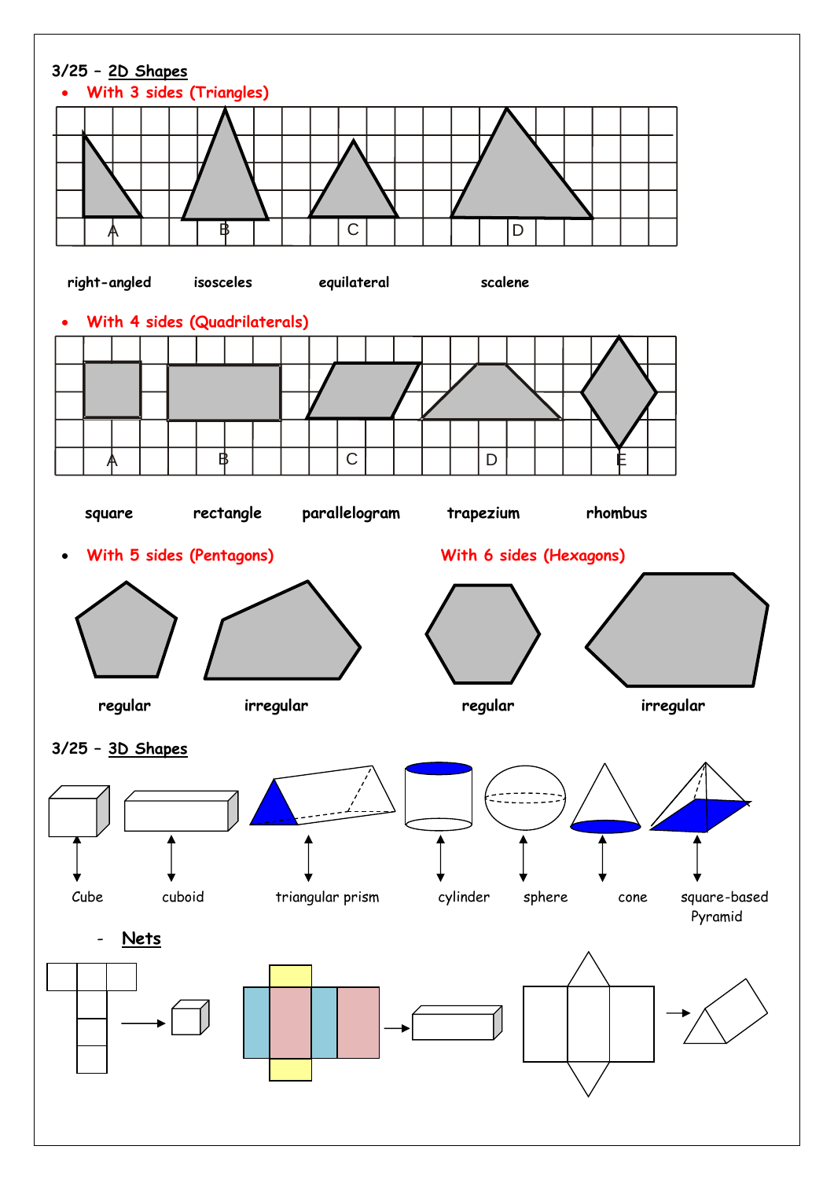3/25 – 2D Shapes

- With 3 sides (Triangles)

A B C D

right-angled isosceles equilateral scalene

- With 4 sides (Quadrilaterals)

A B C D E

square rectangle parallelogram trapezium rhombus

- With 5 sides (Pentagons)

regular irregular

With 6 sides (Hexagons)

regular irregular

3/25 – 3D Shapes

Cube cuboid triangular prism cylinder sphere cone square-based Pyramid

- Nets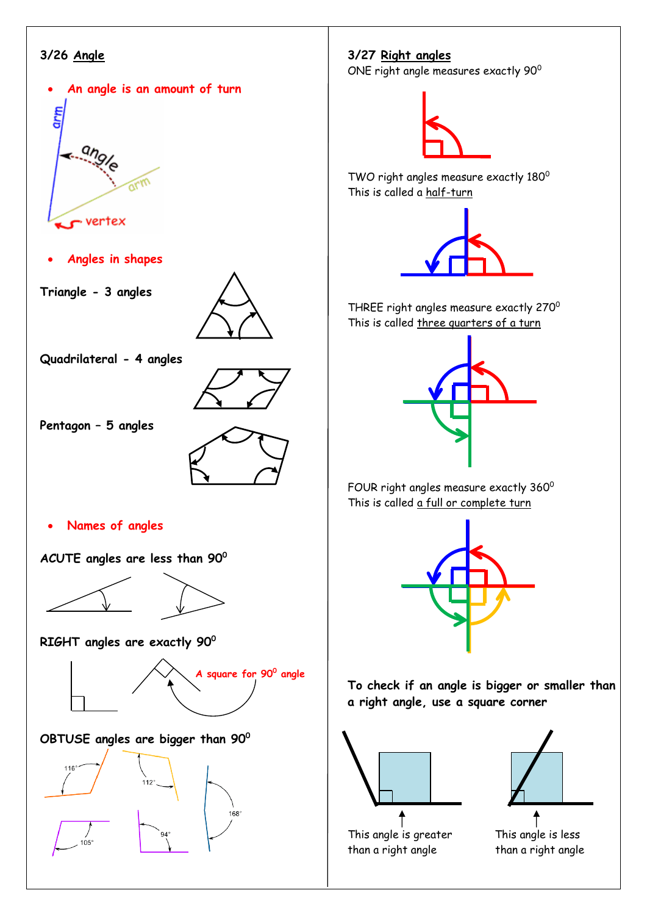## 3/26 Angle

- An angle is an amount of turn

arm

angle

arm

vertex

- Angles in shapes

**Triangle - 3 angles**

**Quadrilateral - 4 angles**

**Pentagon – 5 angles**

- Names of angles

**ACUTE angles are less than $90^0$**

**RIGHT angles are exactly $90^0$**

A square for $90^0$ angle

**OBTUSE angles are bigger than $90^0$**

116°

112°

168°

105°

94°

## 3/27 Right angles

ONE right angle measures exactly $90^0$

TWO right angles measure exactly $180^0$
This is called a half-turn

THREE right angles measure exactly $270^0$
This is called three quarters of a turn

FOUR right angles measure exactly $360^0$
This is called a full or complete turn

**To check if an angle is bigger or smaller than a right angle, use a square corner**

This angle is greater than a right angle

This angle is less than a right angle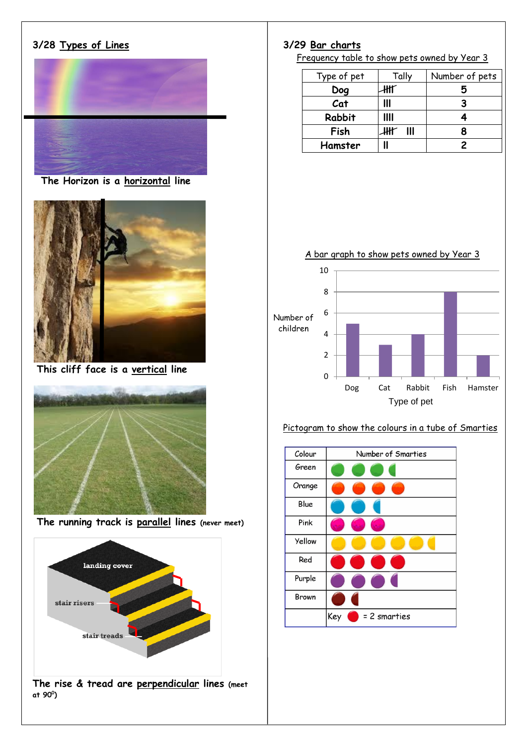## 3/28 Types of Lines

The Horizon is a **horizontal** line

This cliff face is a **vertical** line

The running track is **parallel** lines (never meet)

landing cover

stair risers

stair treads

The rise & tread are **perpendicular** lines (meet at $90^0$)

## 3/29 Bar charts

Frequency table to show pets owned by Year 3

| Type of pet | Tally | Number of pets |
|---|---|---|
| **Dog** | ~~IIII~~ | **5** |
| **Cat** | III | **3** |
| **Rabbit** | IIII | **4** |
| **Fish** | ~~IIII~~ III | **8** |
| **Hamster** | II | **2** |

A bar graph to show pets owned by Year 3

Number of children

10
8
6
4
2
0

Dog Cat Rabbit Fish Hamster

Type of pet

Pictogram to show the colours in a tube of Smarties

Colour | Number of Smarties

Green
Orange
Blue
Pink
Yellow
Red
Purple
Brown

Key = 2 smarties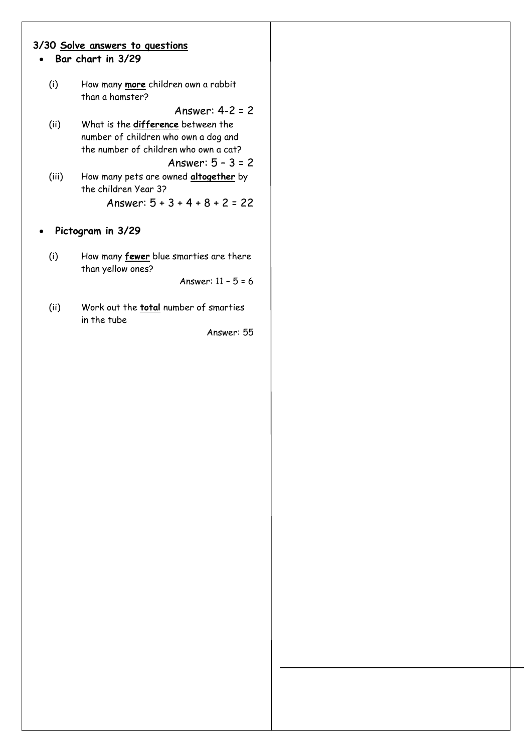**3/30 <u>Solve answers to questions</u>**

- **Bar chart in 3/29**

(i) How many **<u>more</u>** children own a rabbit than a hamster?

Answer: 4-2 = 2

(ii) What is the **<u>difference</u>** between the number of children who own a dog and the number of children who own a cat?

Answer: 5 – 3 = 2

(iii) How many pets are owned **<u>altogether</u>** by the children Year 3?

Answer: 5 + 3 + 4 + 8 + 2 = 22

- **Pictogram in 3/29**

(i) How many **<u>fewer</u>** blue smarties are there than yellow ones?

Answer: 11 – 5 = 6

(ii) Work out the **<u>total</u>** number of smarties in the tube

Answer: 55